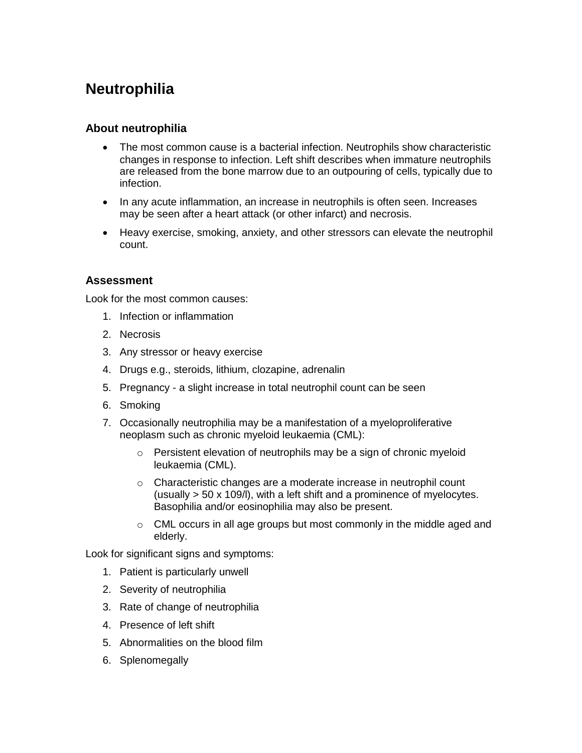# Neutrophilia

## About neutrophilia

- The most common cause is a bacterial infection. Neutrophils show characteristic changes in response to infection. Left shift describes when immature neutrophils are released from the bone marrow due to an outpouring of cells, typically due to infection.
- In any acute inflammation, an increase in neutrophils is often seen. Increases may be seen after a heart attack (or other infarct) and necrosis.
- Heavy exercise, smoking, anxiety, and other stressors can elevate the neutrophil count.

## Assessment

Look for the most common causes:

1. Infection or inflammation
2. Necrosis
3. Any stressor or heavy exercise
4. Drugs e.g., steroids, lithium, clozapine, adrenalin
5. Pregnancy - a slight increase in total neutrophil count can be seen
6. Smoking
7. Occasionally neutrophilia may be a manifestation of a myeloproliferative neoplasm such as chronic myeloid leukaemia (CML):
   - Persistent elevation of neutrophils may be a sign of chronic myeloid leukaemia (CML).
   - Characteristic changes are a moderate increase in neutrophil count (usually > 50 x 109/l), with a left shift and a prominence of myelocytes. Basophilia and/or eosinophilia may also be present.
   - CML occurs in all age groups but most commonly in the middle aged and elderly.

Look for significant signs and symptoms:

1. Patient is particularly unwell
2. Severity of neutrophilia
3. Rate of change of neutrophilia
4. Presence of left shift
5. Abnormalities on the blood film
6. Splenomegally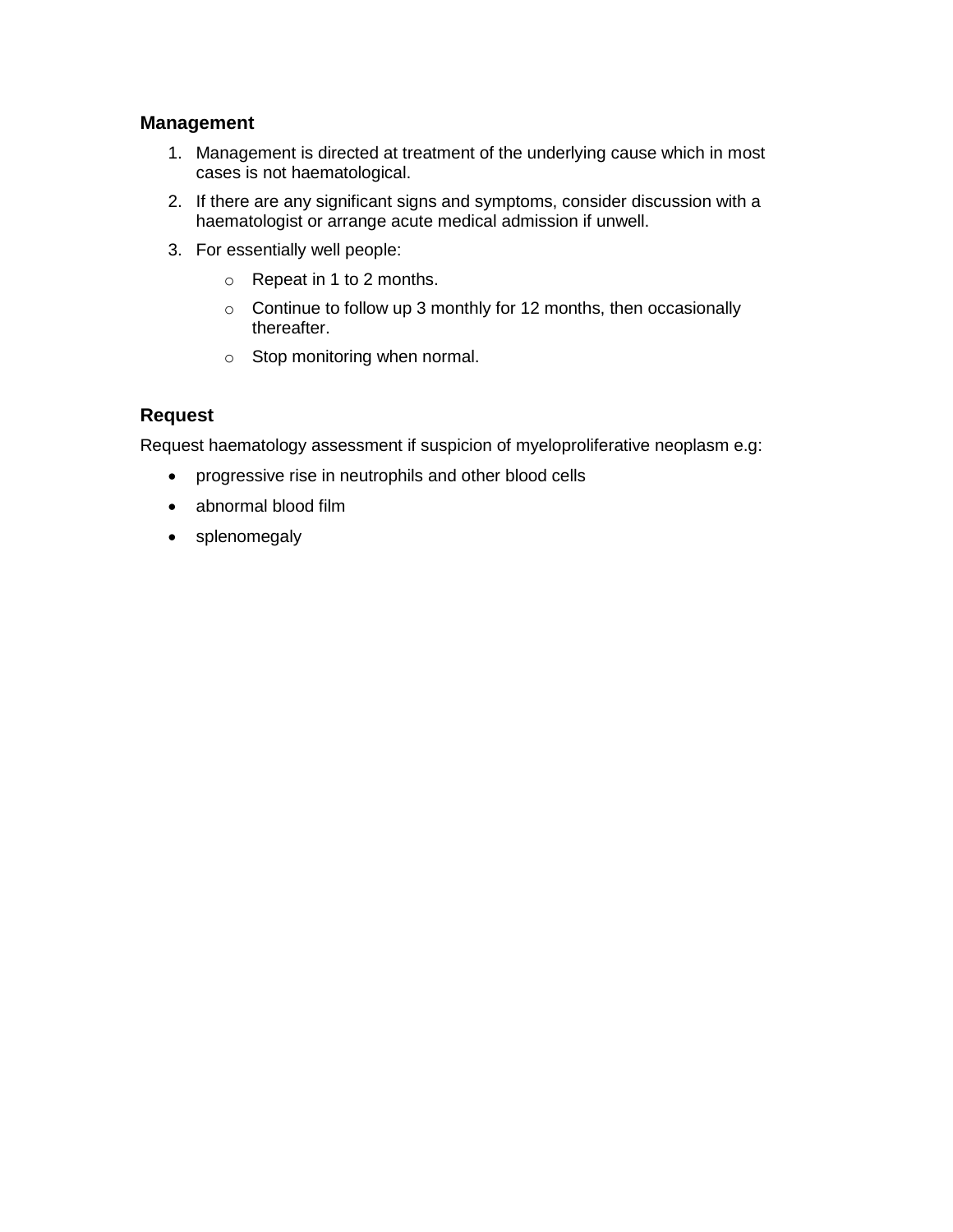## Management

1. Management is directed at treatment of the underlying cause which in most cases is not haematological.
2. If there are any significant signs and symptoms, consider discussion with a haematologist or arrange acute medical admission if unwell.
3. For essentially well people:
    - Repeat in 1 to 2 months.
    - Continue to follow up 3 monthly for 12 months, then occasionally thereafter.
    - Stop monitoring when normal.

## Request

Request haematology assessment if suspicion of myeloproliferative neoplasm e.g:

- progressive rise in neutrophils and other blood cells
- abnormal blood film
- splenomegaly